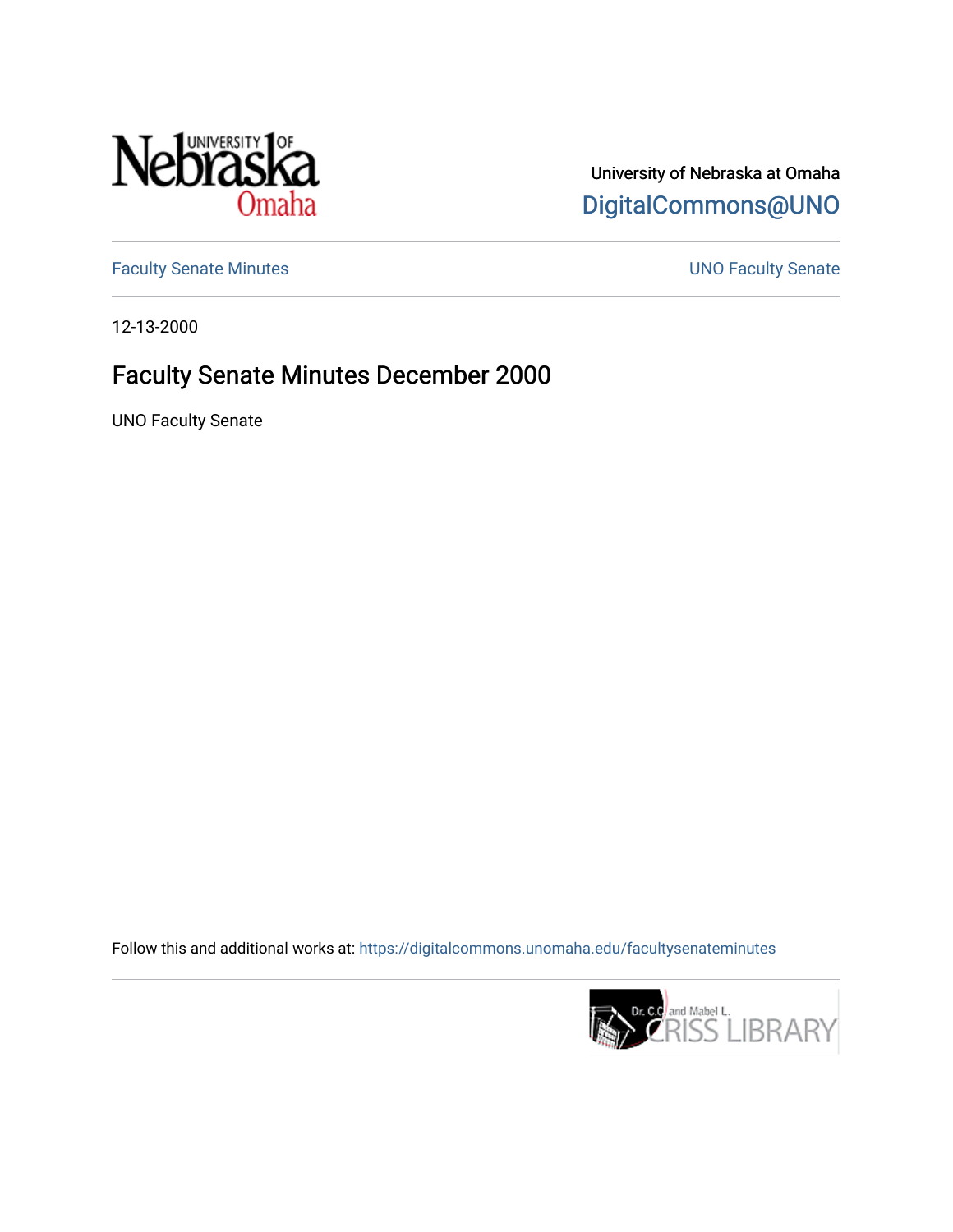University of Nebraska at Omaha
DigitalCommons@UNO

Faculty Senate Minutes UNO Faculty Senate

12-13-2000

# Faculty Senate Minutes December 2000

UNO Faculty Senate

Follow this and additional works at: https://digitalcommons.unomaha.edu/facultysenateminutes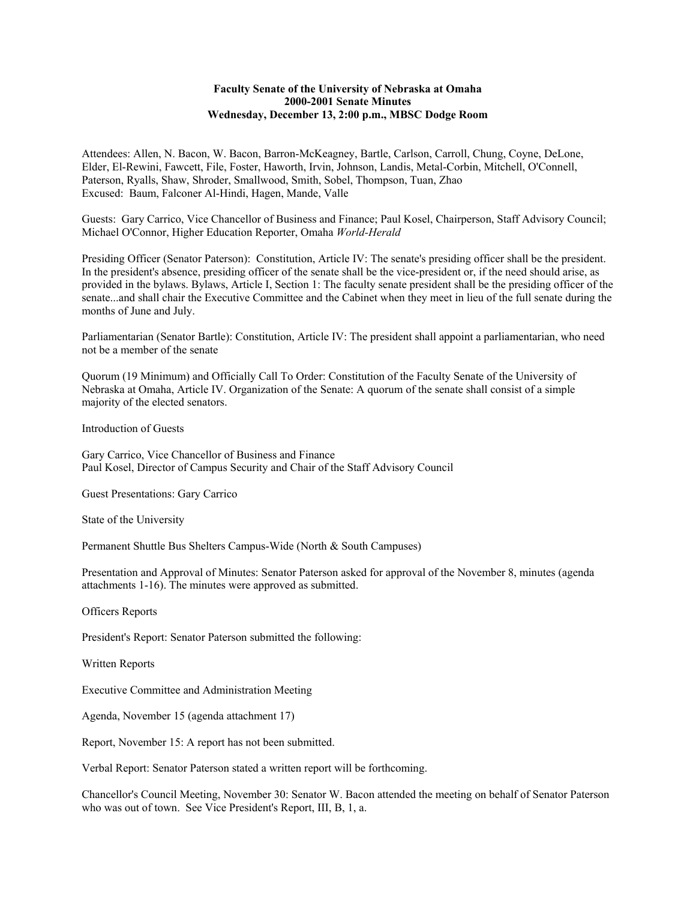**Faculty Senate of the University of Nebraska at Omaha**
**2000-2001 Senate Minutes**
**Wednesday, December 13, 2:00 p.m., MBSC Dodge Room**

Attendees: Allen, N. Bacon, W. Bacon, Barron-McKeagney, Bartle, Carlson, Carroll, Chung, Coyne, DeLone, Elder, El-Rewini, Fawcett, File, Foster, Haworth, Irvin, Johnson, Landis, Metal-Corbin, Mitchell, O'Connell, Paterson, Ryalls, Shaw, Shroder, Smallwood, Smith, Sobel, Thompson, Tuan, Zhao
Excused: Baum, Falconer Al-Hindi, Hagen, Mande, Valle

Guests: Gary Carrico, Vice Chancellor of Business and Finance; Paul Kosel, Chairperson, Staff Advisory Council; Michael O'Connor, Higher Education Reporter, Omaha *World-Herald*

Presiding Officer (Senator Paterson): Constitution, Article IV: The senate's presiding officer shall be the president. In the president's absence, presiding officer of the senate shall be the vice-president or, if the need should arise, as provided in the bylaws. Bylaws, Article I, Section 1: The faculty senate president shall be the presiding officer of the senate...and shall chair the Executive Committee and the Cabinet when they meet in lieu of the full senate during the months of June and July.

Parliamentarian (Senator Bartle): Constitution, Article IV: The president shall appoint a parliamentarian, who need not be a member of the senate

Quorum (19 Minimum) and Officially Call To Order: Constitution of the Faculty Senate of the University of Nebraska at Omaha, Article IV. Organization of the Senate: A quorum of the senate shall consist of a simple majority of the elected senators.

Introduction of Guests

Gary Carrico, Vice Chancellor of Business and Finance
Paul Kosel, Director of Campus Security and Chair of the Staff Advisory Council

Guest Presentations: Gary Carrico

State of the University

Permanent Shuttle Bus Shelters Campus-Wide (North & South Campuses)

Presentation and Approval of Minutes: Senator Paterson asked for approval of the November 8, minutes (agenda attachments 1-16). The minutes were approved as submitted.

Officers Reports

President's Report: Senator Paterson submitted the following:

Written Reports

Executive Committee and Administration Meeting

Agenda, November 15 (agenda attachment 17)

Report, November 15: A report has not been submitted.

Verbal Report: Senator Paterson stated a written report will be forthcoming.

Chancellor's Council Meeting, November 30: Senator W. Bacon attended the meeting on behalf of Senator Paterson who was out of town. See Vice President's Report, III, B, 1, a.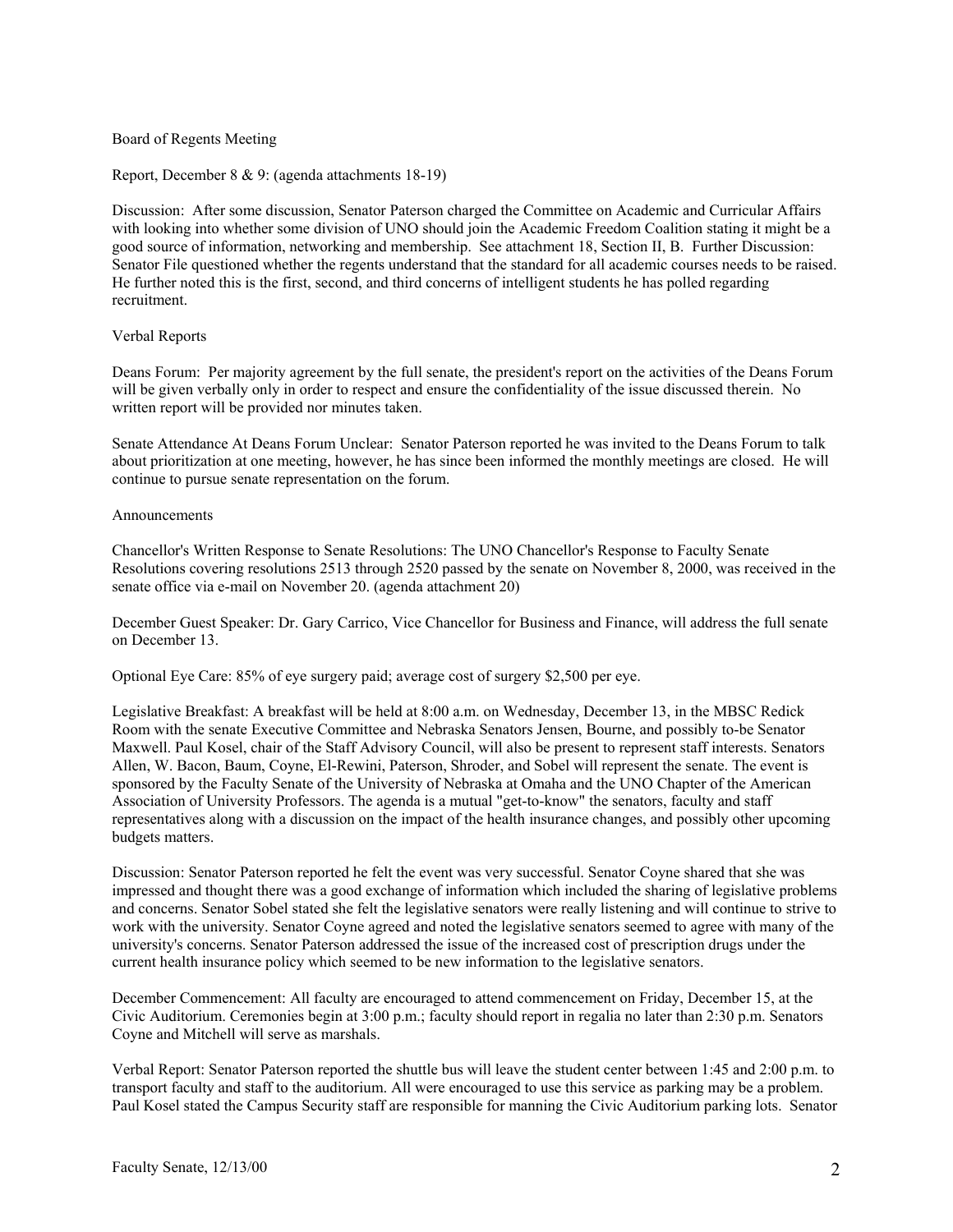Board of Regents Meeting

Report, December 8 & 9: (agenda attachments 18-19)

Discussion: After some discussion, Senator Paterson charged the Committee on Academic and Curricular Affairs with looking into whether some division of UNO should join the Academic Freedom Coalition stating it might be a good source of information, networking and membership. See attachment 18, Section II, B. Further Discussion: Senator File questioned whether the regents understand that the standard for all academic courses needs to be raised. He further noted this is the first, second, and third concerns of intelligent students he has polled regarding recruitment.

Verbal Reports

Deans Forum: Per majority agreement by the full senate, the president's report on the activities of the Deans Forum will be given verbally only in order to respect and ensure the confidentiality of the issue discussed therein. No written report will be provided nor minutes taken.

Senate Attendance At Deans Forum Unclear: Senator Paterson reported he was invited to the Deans Forum to talk about prioritization at one meeting, however, he has since been informed the monthly meetings are closed. He will continue to pursue senate representation on the forum.

Announcements

Chancellor's Written Response to Senate Resolutions: The UNO Chancellor's Response to Faculty Senate Resolutions covering resolutions 2513 through 2520 passed by the senate on November 8, 2000, was received in the senate office via e-mail on November 20. (agenda attachment 20)

December Guest Speaker: Dr. Gary Carrico, Vice Chancellor for Business and Finance, will address the full senate on December 13.

Optional Eye Care: 85% of eye surgery paid; average cost of surgery $2,500 per eye.

Legislative Breakfast: A breakfast will be held at 8:00 a.m. on Wednesday, December 13, in the MBSC Redick Room with the senate Executive Committee and Nebraska Senators Jensen, Bourne, and possibly to-be Senator Maxwell. Paul Kosel, chair of the Staff Advisory Council, will also be present to represent staff interests. Senators Allen, W. Bacon, Baum, Coyne, El-Rewini, Paterson, Shroder, and Sobel will represent the senate. The event is sponsored by the Faculty Senate of the University of Nebraska at Omaha and the UNO Chapter of the American Association of University Professors. The agenda is a mutual "get-to-know" the senators, faculty and staff representatives along with a discussion on the impact of the health insurance changes, and possibly other upcoming budgets matters.

Discussion: Senator Paterson reported he felt the event was very successful. Senator Coyne shared that she was impressed and thought there was a good exchange of information which included the sharing of legislative problems and concerns. Senator Sobel stated she felt the legislative senators were really listening and will continue to strive to work with the university. Senator Coyne agreed and noted the legislative senators seemed to agree with many of the university's concerns. Senator Paterson addressed the issue of the increased cost of prescription drugs under the current health insurance policy which seemed to be new information to the legislative senators.

December Commencement: All faculty are encouraged to attend commencement on Friday, December 15, at the Civic Auditorium. Ceremonies begin at 3:00 p.m.; faculty should report in regalia no later than 2:30 p.m. Senators Coyne and Mitchell will serve as marshals.

Verbal Report: Senator Paterson reported the shuttle bus will leave the student center between 1:45 and 2:00 p.m. to transport faculty and staff to the auditorium. All were encouraged to use this service as parking may be a problem. Paul Kosel stated the Campus Security staff are responsible for manning the Civic Auditorium parking lots. Senator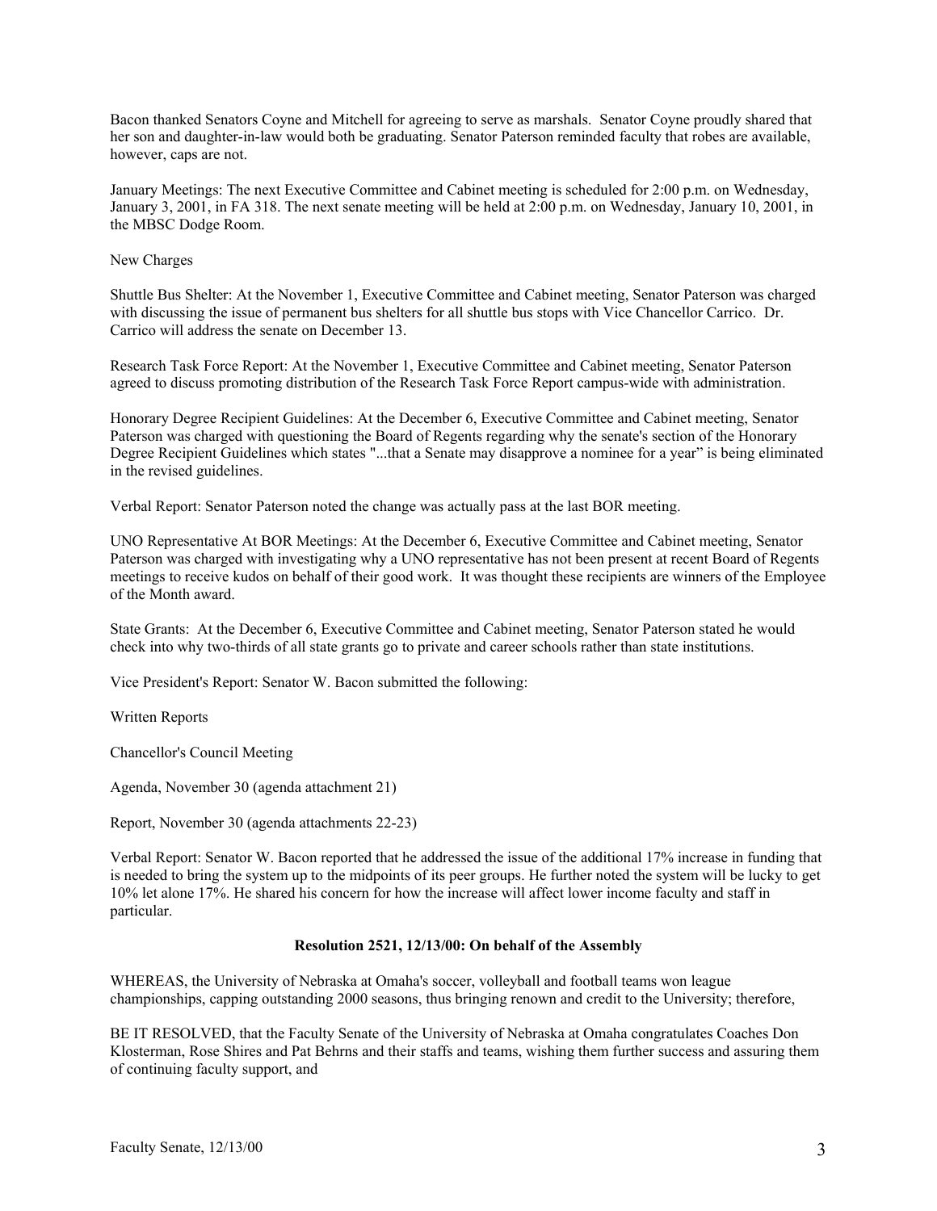Bacon thanked Senators Coyne and Mitchell for agreeing to serve as marshals. Senator Coyne proudly shared that her son and daughter-in-law would both be graduating. Senator Paterson reminded faculty that robes are available, however, caps are not.

January Meetings: The next Executive Committee and Cabinet meeting is scheduled for 2:00 p.m. on Wednesday, January 3, 2001, in FA 318. The next senate meeting will be held at 2:00 p.m. on Wednesday, January 10, 2001, in the MBSC Dodge Room.

New Charges

Shuttle Bus Shelter: At the November 1, Executive Committee and Cabinet meeting, Senator Paterson was charged with discussing the issue of permanent bus shelters for all shuttle bus stops with Vice Chancellor Carrico. Dr. Carrico will address the senate on December 13.

Research Task Force Report: At the November 1, Executive Committee and Cabinet meeting, Senator Paterson agreed to discuss promoting distribution of the Research Task Force Report campus-wide with administration.

Honorary Degree Recipient Guidelines: At the December 6, Executive Committee and Cabinet meeting, Senator Paterson was charged with questioning the Board of Regents regarding why the senate's section of the Honorary Degree Recipient Guidelines which states "...that a Senate may disapprove a nominee for a year" is being eliminated in the revised guidelines.

Verbal Report: Senator Paterson noted the change was actually pass at the last BOR meeting.

UNO Representative At BOR Meetings: At the December 6, Executive Committee and Cabinet meeting, Senator Paterson was charged with investigating why a UNO representative has not been present at recent Board of Regents meetings to receive kudos on behalf of their good work. It was thought these recipients are winners of the Employee of the Month award.

State Grants: At the December 6, Executive Committee and Cabinet meeting, Senator Paterson stated he would check into why two-thirds of all state grants go to private and career schools rather than state institutions.

Vice President's Report: Senator W. Bacon submitted the following:

Written Reports

Chancellor's Council Meeting

Agenda, November 30 (agenda attachment 21)

Report, November 30 (agenda attachments 22-23)

Verbal Report: Senator W. Bacon reported that he addressed the issue of the additional 17% increase in funding that is needed to bring the system up to the midpoints of its peer groups. He further noted the system will be lucky to get 10% let alone 17%. He shared his concern for how the increase will affect lower income faculty and staff in particular.

**Resolution 2521, 12/13/00: On behalf of the Assembly**

WHEREAS, the University of Nebraska at Omaha's soccer, volleyball and football teams won league championships, capping outstanding 2000 seasons, thus bringing renown and credit to the University; therefore,

BE IT RESOLVED, that the Faculty Senate of the University of Nebraska at Omaha congratulates Coaches Don Klosterman, Rose Shires and Pat Behrns and their staffs and teams, wishing them further success and assuring them of continuing faculty support, and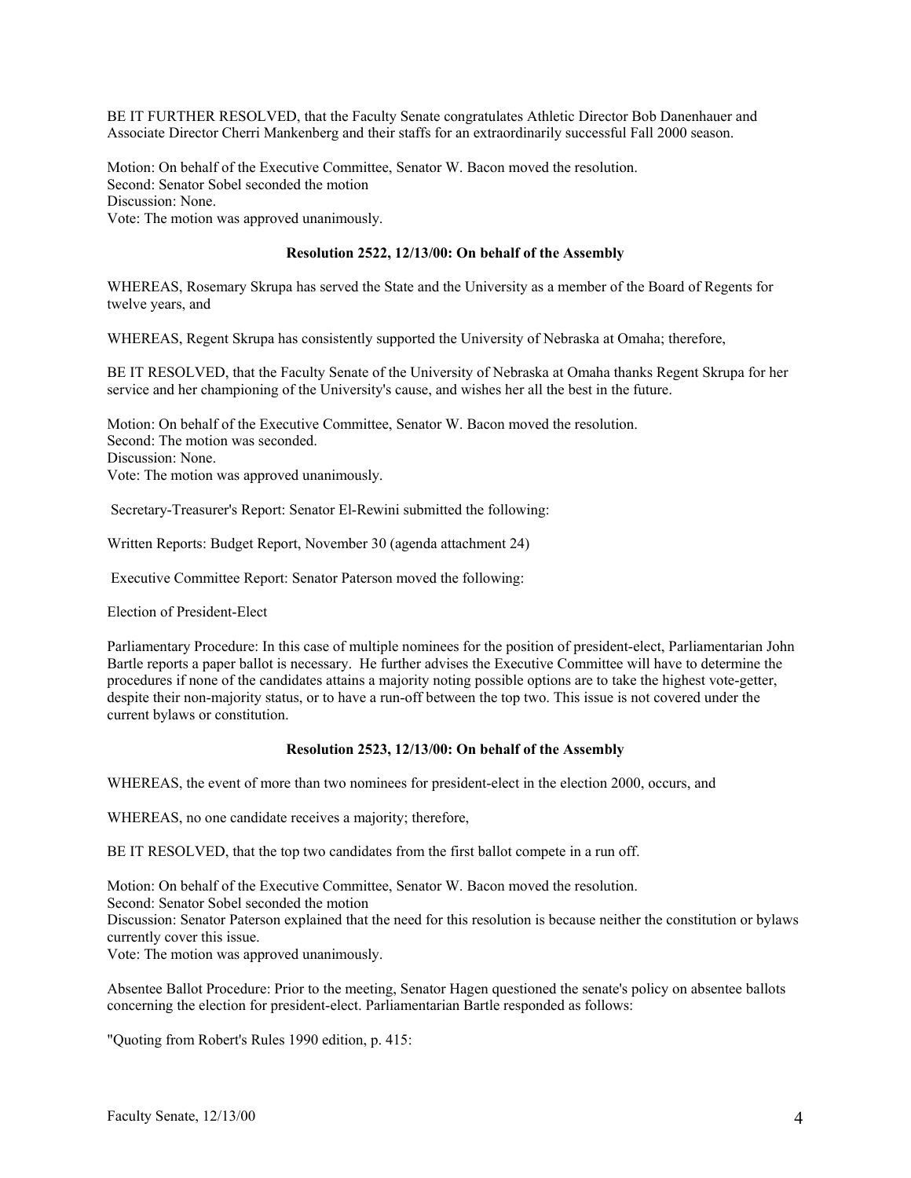BE IT FURTHER RESOLVED, that the Faculty Senate congratulates Athletic Director Bob Danenhauer and Associate Director Cherri Mankenberg and their staffs for an extraordinarily successful Fall 2000 season.

Motion: On behalf of the Executive Committee, Senator W. Bacon moved the resolution.
Second: Senator Sobel seconded the motion
Discussion: None.
Vote: The motion was approved unanimously.

**Resolution 2522, 12/13/00: On behalf of the Assembly**

WHEREAS, Rosemary Skrupa has served the State and the University as a member of the Board of Regents for twelve years, and

WHEREAS, Regent Skrupa has consistently supported the University of Nebraska at Omaha; therefore,

BE IT RESOLVED, that the Faculty Senate of the University of Nebraska at Omaha thanks Regent Skrupa for her service and her championing of the University's cause, and wishes her all the best in the future.

Motion: On behalf of the Executive Committee, Senator W. Bacon moved the resolution.
Second: The motion was seconded.
Discussion: None.
Vote: The motion was approved unanimously.

Secretary-Treasurer's Report: Senator El-Rewini submitted the following:

Written Reports: Budget Report, November 30 (agenda attachment 24)

Executive Committee Report: Senator Paterson moved the following:

Election of President-Elect

Parliamentary Procedure: In this case of multiple nominees for the position of president-elect, Parliamentarian John Bartle reports a paper ballot is necessary. He further advises the Executive Committee will have to determine the procedures if none of the candidates attains a majority noting possible options are to take the highest vote-getter, despite their non-majority status, or to have a run-off between the top two. This issue is not covered under the current bylaws or constitution.

**Resolution 2523, 12/13/00: On behalf of the Assembly**

WHEREAS, the event of more than two nominees for president-elect in the election 2000, occurs, and

WHEREAS, no one candidate receives a majority; therefore,

BE IT RESOLVED, that the top two candidates from the first ballot compete in a run off.

Motion: On behalf of the Executive Committee, Senator W. Bacon moved the resolution.
Second: Senator Sobel seconded the motion
Discussion: Senator Paterson explained that the need for this resolution is because neither the constitution or bylaws currently cover this issue.
Vote: The motion was approved unanimously.

Absentee Ballot Procedure: Prior to the meeting, Senator Hagen questioned the senate's policy on absentee ballots concerning the election for president-elect. Parliamentarian Bartle responded as follows:

"Quoting from Robert's Rules 1990 edition, p. 415: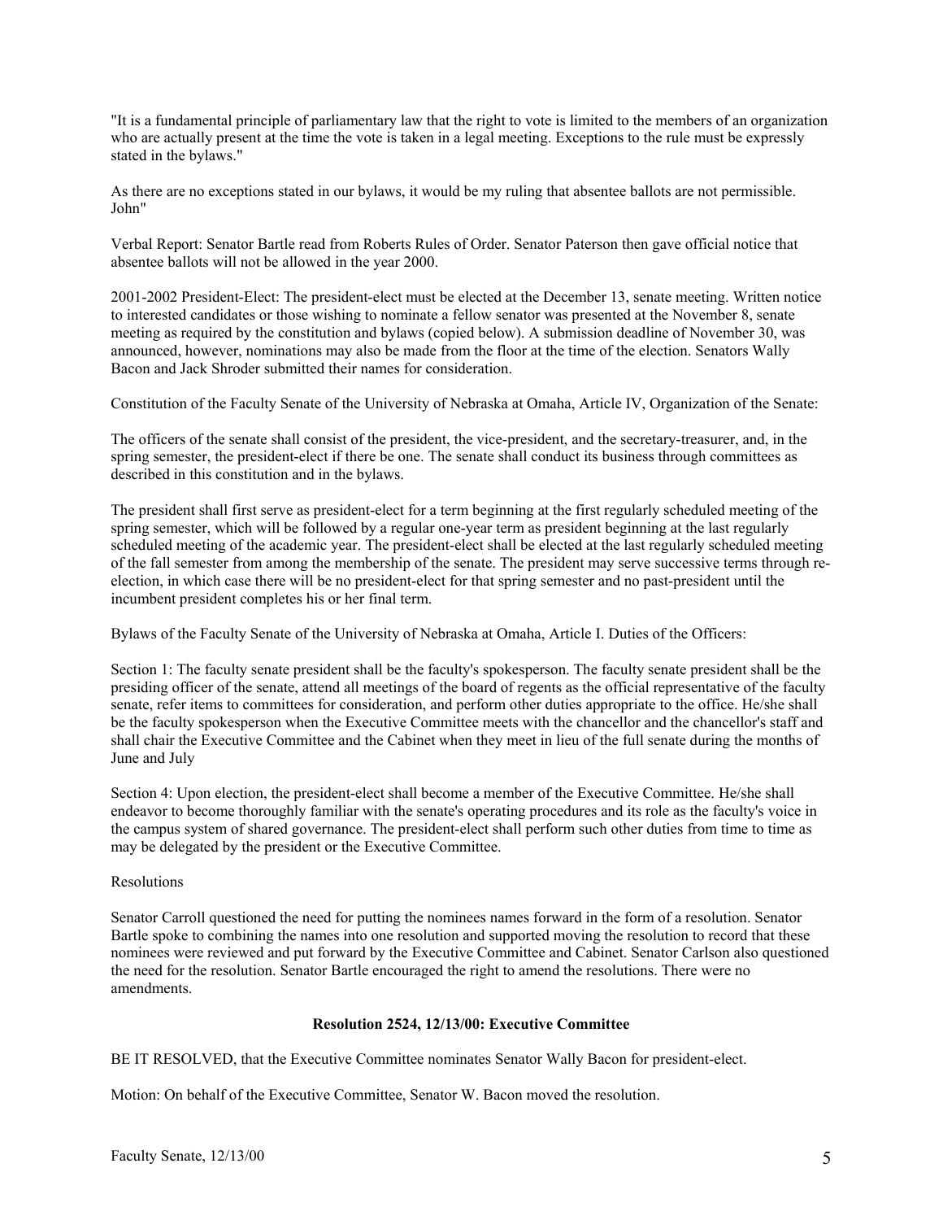"It is a fundamental principle of parliamentary law that the right to vote is limited to the members of an organization who are actually present at the time the vote is taken in a legal meeting. Exceptions to the rule must be expressly stated in the bylaws."

As there are no exceptions stated in our bylaws, it would be my ruling that absentee ballots are not permissible. John"

Verbal Report: Senator Bartle read from Roberts Rules of Order. Senator Paterson then gave official notice that absentee ballots will not be allowed in the year 2000.

2001-2002 President-Elect: The president-elect must be elected at the December 13, senate meeting. Written notice to interested candidates or those wishing to nominate a fellow senator was presented at the November 8, senate meeting as required by the constitution and bylaws (copied below). A submission deadline of November 30, was announced, however, nominations may also be made from the floor at the time of the election. Senators Wally Bacon and Jack Shroder submitted their names for consideration.

Constitution of the Faculty Senate of the University of Nebraska at Omaha, Article IV, Organization of the Senate:

The officers of the senate shall consist of the president, the vice-president, and the secretary-treasurer, and, in the spring semester, the president-elect if there be one. The senate shall conduct its business through committees as described in this constitution and in the bylaws.

The president shall first serve as president-elect for a term beginning at the first regularly scheduled meeting of the spring semester, which will be followed by a regular one-year term as president beginning at the last regularly scheduled meeting of the academic year. The president-elect shall be elected at the last regularly scheduled meeting of the fall semester from among the membership of the senate. The president may serve successive terms through re-election, in which case there will be no president-elect for that spring semester and no past-president until the incumbent president completes his or her final term.

Bylaws of the Faculty Senate of the University of Nebraska at Omaha, Article I. Duties of the Officers:

Section 1: The faculty senate president shall be the faculty's spokesperson. The faculty senate president shall be the presiding officer of the senate, attend all meetings of the board of regents as the official representative of the faculty senate, refer items to committees for consideration, and perform other duties appropriate to the office. He/she shall be the faculty spokesperson when the Executive Committee meets with the chancellor and the chancellor's staff and shall chair the Executive Committee and the Cabinet when they meet in lieu of the full senate during the months of June and July

Section 4: Upon election, the president-elect shall become a member of the Executive Committee. He/she shall endeavor to become thoroughly familiar with the senate's operating procedures and its role as the faculty's voice in the campus system of shared governance. The president-elect shall perform such other duties from time to time as may be delegated by the president or the Executive Committee.

Resolutions

Senator Carroll questioned the need for putting the nominees names forward in the form of a resolution. Senator Bartle spoke to combining the names into one resolution and supported moving the resolution to record that these nominees were reviewed and put forward by the Executive Committee and Cabinet. Senator Carlson also questioned the need for the resolution. Senator Bartle encouraged the right to amend the resolutions. There were no amendments.

**Resolution 2524, 12/13/00: Executive Committee**

BE IT RESOLVED, that the Executive Committee nominates Senator Wally Bacon for president-elect.

Motion: On behalf of the Executive Committee, Senator W. Bacon moved the resolution.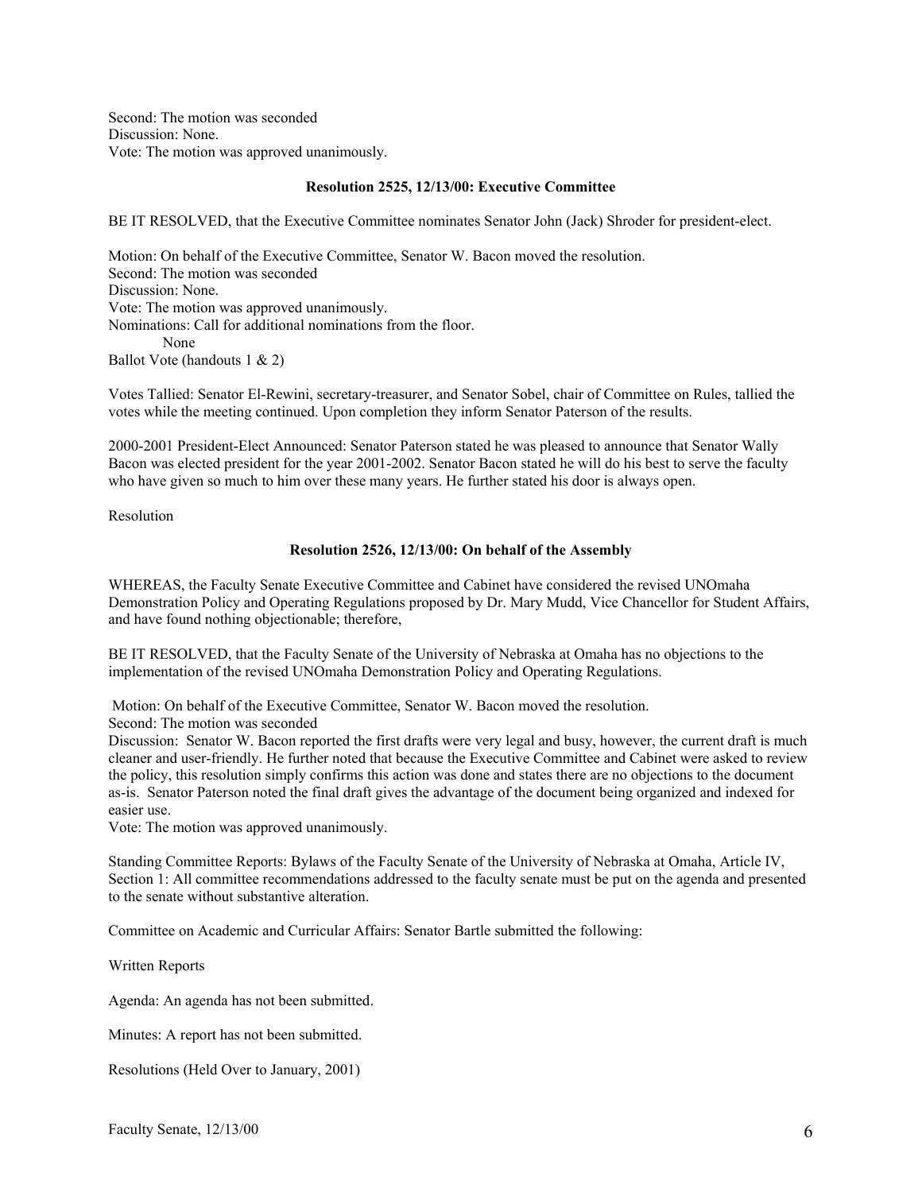Second: The motion was seconded
Discussion: None.
Vote: The motion was approved unanimously.

**Resolution 2525, 12/13/00: Executive Committee**

BE IT RESOLVED, that the Executive Committee nominates Senator John (Jack) Shroder for president-elect.

Motion: On behalf of the Executive Committee, Senator W. Bacon moved the resolution.
Second: The motion was seconded
Discussion: None.
Vote: The motion was approved unanimously.
Nominations: Call for additional nominations from the floor.
None
Ballot Vote (handouts 1 & 2)

Votes Tallied: Senator El-Rewini, secretary-treasurer, and Senator Sobel, chair of Committee on Rules, tallied the votes while the meeting continued. Upon completion they inform Senator Paterson of the results.

2000-2001 President-Elect Announced: Senator Paterson stated he was pleased to announce that Senator Wally Bacon was elected president for the year 2001-2002. Senator Bacon stated he will do his best to serve the faculty who have given so much to him over these many years. He further stated his door is always open.

Resolution

**Resolution 2526, 12/13/00: On behalf of the Assembly**

WHEREAS, the Faculty Senate Executive Committee and Cabinet have considered the revised UNOmaha Demonstration Policy and Operating Regulations proposed by Dr. Mary Mudd, Vice Chancellor for Student Affairs, and have found nothing objectionable; therefore,

BE IT RESOLVED, that the Faculty Senate of the University of Nebraska at Omaha has no objections to the implementation of the revised UNOmaha Demonstration Policy and Operating Regulations.

Motion: On behalf of the Executive Committee, Senator W. Bacon moved the resolution.
Second: The motion was seconded
Discussion: Senator W. Bacon reported the first drafts were very legal and busy, however, the current draft is much cleaner and user-friendly. He further noted that because the Executive Committee and Cabinet were asked to review the policy, this resolution simply confirms this action was done and states there are no objections to the document as-is. Senator Paterson noted the final draft gives the advantage of the document being organized and indexed for easier use.
Vote: The motion was approved unanimously.

Standing Committee Reports: Bylaws of the Faculty Senate of the University of Nebraska at Omaha, Article IV, Section 1: All committee recommendations addressed to the faculty senate must be put on the agenda and presented to the senate without substantive alteration.

Committee on Academic and Curricular Affairs: Senator Bartle submitted the following:

Written Reports

Agenda: An agenda has not been submitted.

Minutes: A report has not been submitted.

Resolutions (Held Over to January, 2001)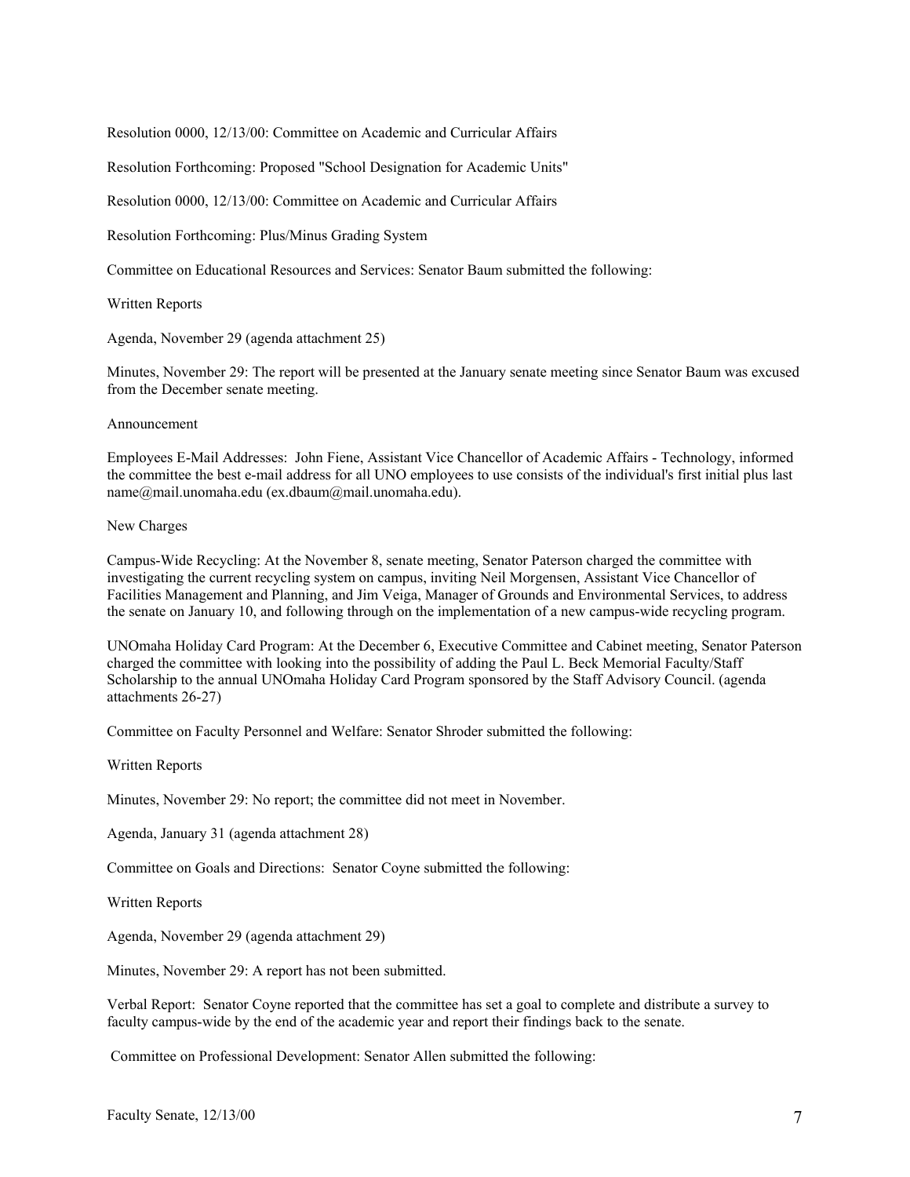Resolution 0000, 12/13/00: Committee on Academic and Curricular Affairs

Resolution Forthcoming: Proposed "School Designation for Academic Units"

Resolution 0000, 12/13/00: Committee on Academic and Curricular Affairs

Resolution Forthcoming: Plus/Minus Grading System

Committee on Educational Resources and Services: Senator Baum submitted the following:

Written Reports

Agenda, November 29 (agenda attachment 25)

Minutes, November 29: The report will be presented at the January senate meeting since Senator Baum was excused from the December senate meeting.

Announcement

Employees E-Mail Addresses: John Fiene, Assistant Vice Chancellor of Academic Affairs - Technology, informed the committee the best e-mail address for all UNO employees to use consists of the individual's first initial plus last name@mail.unomaha.edu (ex.dbaum@mail.unomaha.edu).

New Charges

Campus-Wide Recycling: At the November 8, senate meeting, Senator Paterson charged the committee with investigating the current recycling system on campus, inviting Neil Morgensen, Assistant Vice Chancellor of Facilities Management and Planning, and Jim Veiga, Manager of Grounds and Environmental Services, to address the senate on January 10, and following through on the implementation of a new campus-wide recycling program.

UNOmaha Holiday Card Program: At the December 6, Executive Committee and Cabinet meeting, Senator Paterson charged the committee with looking into the possibility of adding the Paul L. Beck Memorial Faculty/Staff Scholarship to the annual UNOmaha Holiday Card Program sponsored by the Staff Advisory Council. (agenda attachments 26-27)

Committee on Faculty Personnel and Welfare: Senator Shroder submitted the following:

Written Reports

Minutes, November 29: No report; the committee did not meet in November.

Agenda, January 31 (agenda attachment 28)

Committee on Goals and Directions: Senator Coyne submitted the following:

Written Reports

Agenda, November 29 (agenda attachment 29)

Minutes, November 29: A report has not been submitted.

Verbal Report: Senator Coyne reported that the committee has set a goal to complete and distribute a survey to faculty campus-wide by the end of the academic year and report their findings back to the senate.

Committee on Professional Development: Senator Allen submitted the following: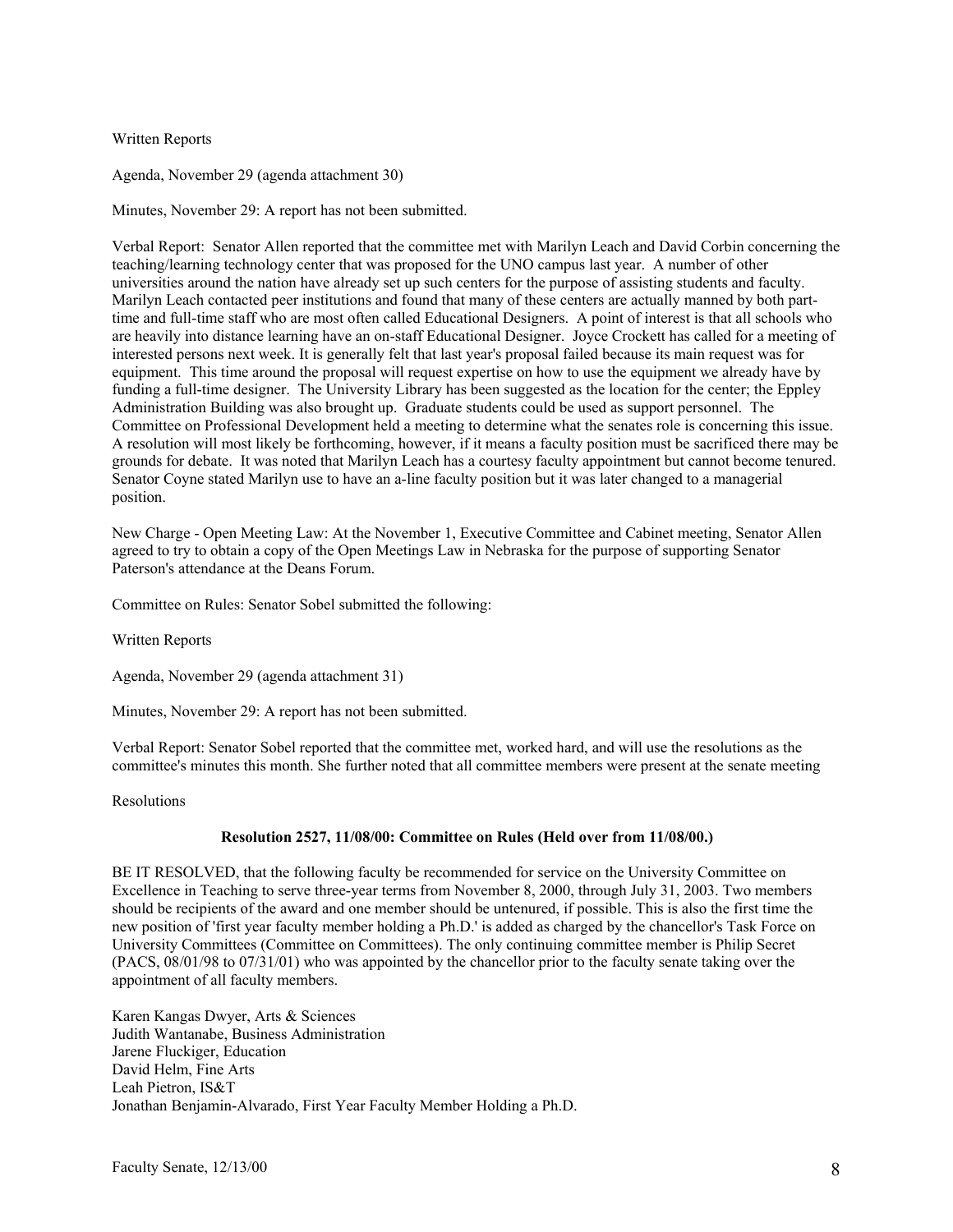Written Reports

Agenda, November 29 (agenda attachment 30)

Minutes, November 29: A report has not been submitted.

Verbal Report: Senator Allen reported that the committee met with Marilyn Leach and David Corbin concerning the teaching/learning technology center that was proposed for the UNO campus last year. A number of other universities around the nation have already set up such centers for the purpose of assisting students and faculty. Marilyn Leach contacted peer institutions and found that many of these centers are actually manned by both part-time and full-time staff who are most often called Educational Designers. A point of interest is that all schools who are heavily into distance learning have an on-staff Educational Designer. Joyce Crockett has called for a meeting of interested persons next week. It is generally felt that last year's proposal failed because its main request was for equipment. This time around the proposal will request expertise on how to use the equipment we already have by funding a full-time designer. The University Library has been suggested as the location for the center; the Eppley Administration Building was also brought up. Graduate students could be used as support personnel. The Committee on Professional Development held a meeting to determine what the senates role is concerning this issue. A resolution will most likely be forthcoming, however, if it means a faculty position must be sacrificed there may be grounds for debate. It was noted that Marilyn Leach has a courtesy faculty appointment but cannot become tenured. Senator Coyne stated Marilyn use to have an a-line faculty position but it was later changed to a managerial position.

New Charge - Open Meeting Law: At the November 1, Executive Committee and Cabinet meeting, Senator Allen agreed to try to obtain a copy of the Open Meetings Law in Nebraska for the purpose of supporting Senator Paterson's attendance at the Deans Forum.

Committee on Rules: Senator Sobel submitted the following:

Written Reports

Agenda, November 29 (agenda attachment 31)

Minutes, November 29: A report has not been submitted.

Verbal Report: Senator Sobel reported that the committee met, worked hard, and will use the resolutions as the committee's minutes this month. She further noted that all committee members were present at the senate meeting

Resolutions

**Resolution 2527, 11/08/00: Committee on Rules (Held over from 11/08/00.)**

BE IT RESOLVED, that the following faculty be recommended for service on the University Committee on Excellence in Teaching to serve three-year terms from November 8, 2000, through July 31, 2003. Two members should be recipients of the award and one member should be untenured, if possible. This is also the first time the new position of 'first year faculty member holding a Ph.D.' is added as charged by the chancellor's Task Force on University Committees (Committee on Committees). The only continuing committee member is Philip Secret (PACS, 08/01/98 to 07/31/01) who was appointed by the chancellor prior to the faculty senate taking over the appointment of all faculty members.

Karen Kangas Dwyer, Arts & Sciences
Judith Wantanabe, Business Administration
Jarene Fluckiger, Education
David Helm, Fine Arts
Leah Pietron, IS&T
Jonathan Benjamin-Alvarado, First Year Faculty Member Holding a Ph.D.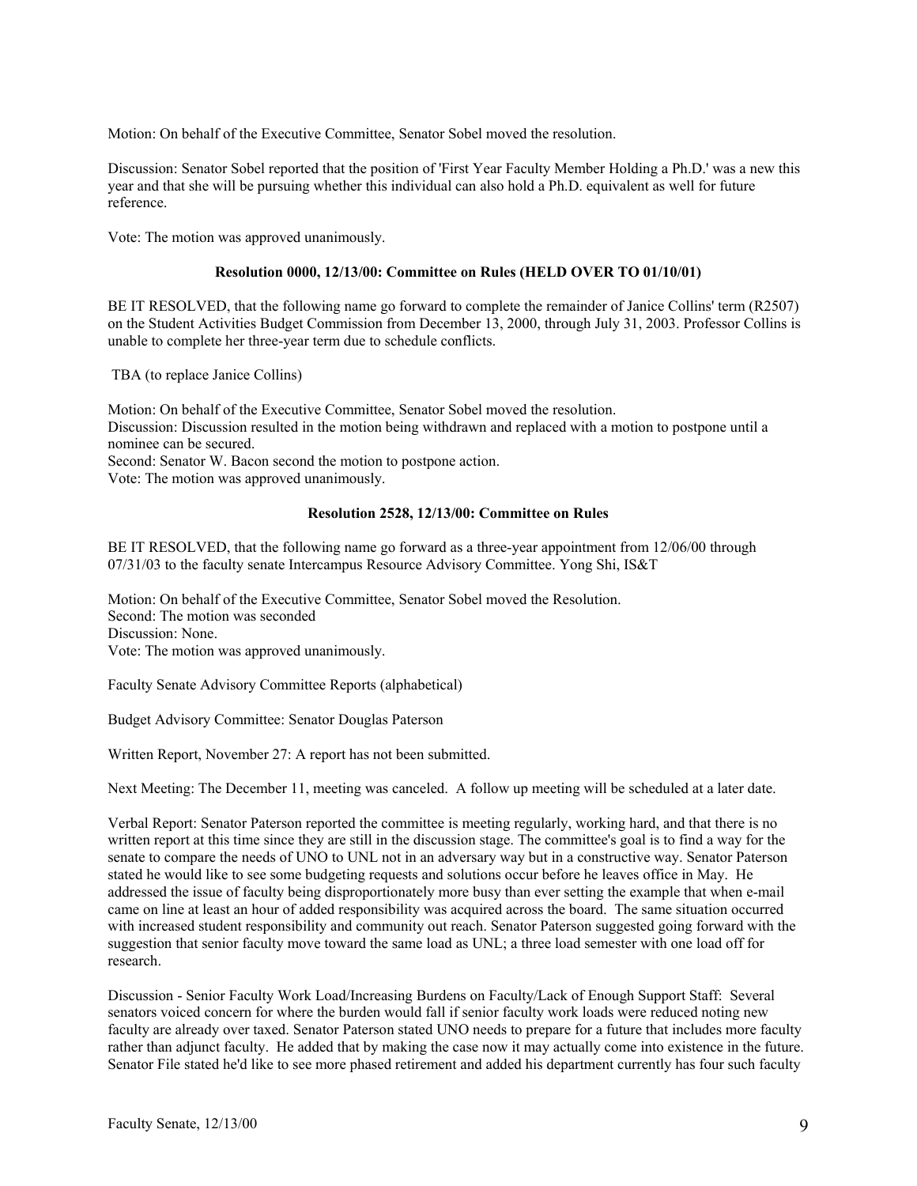Motion: On behalf of the Executive Committee, Senator Sobel moved the resolution.

Discussion: Senator Sobel reported that the position of 'First Year Faculty Member Holding a Ph.D.' was a new this year and that she will be pursuing whether this individual can also hold a Ph.D. equivalent as well for future reference.

Vote: The motion was approved unanimously.

**Resolution 0000, 12/13/00: Committee on Rules (HELD OVER TO 01/10/01)**

BE IT RESOLVED, that the following name go forward to complete the remainder of Janice Collins' term (R2507) on the Student Activities Budget Commission from December 13, 2000, through July 31, 2003. Professor Collins is unable to complete her three-year term due to schedule conflicts.

TBA (to replace Janice Collins)

Motion: On behalf of the Executive Committee, Senator Sobel moved the resolution.
Discussion: Discussion resulted in the motion being withdrawn and replaced with a motion to postpone until a nominee can be secured.
Second: Senator W. Bacon second the motion to postpone action.
Vote: The motion was approved unanimously.

**Resolution 2528, 12/13/00: Committee on Rules**

BE IT RESOLVED, that the following name go forward as a three-year appointment from 12/06/00 through 07/31/03 to the faculty senate Intercampus Resource Advisory Committee. Yong Shi, IS&T

Motion: On behalf of the Executive Committee, Senator Sobel moved the Resolution.
Second: The motion was seconded
Discussion: None.
Vote: The motion was approved unanimously.

Faculty Senate Advisory Committee Reports (alphabetical)

Budget Advisory Committee: Senator Douglas Paterson

Written Report, November 27: A report has not been submitted.

Next Meeting: The December 11, meeting was canceled. A follow up meeting will be scheduled at a later date.

Verbal Report: Senator Paterson reported the committee is meeting regularly, working hard, and that there is no written report at this time since they are still in the discussion stage. The committee's goal is to find a way for the senate to compare the needs of UNO to UNL not in an adversary way but in a constructive way. Senator Paterson stated he would like to see some budgeting requests and solutions occur before he leaves office in May. He addressed the issue of faculty being disproportionately more busy than ever setting the example that when e-mail came on line at least an hour of added responsibility was acquired across the board. The same situation occurred with increased student responsibility and community out reach. Senator Paterson suggested going forward with the suggestion that senior faculty move toward the same load as UNL; a three load semester with one load off for research.

Discussion - Senior Faculty Work Load/Increasing Burdens on Faculty/Lack of Enough Support Staff: Several senators voiced concern for where the burden would fall if senior faculty work loads were reduced noting new faculty are already over taxed. Senator Paterson stated UNO needs to prepare for a future that includes more faculty rather than adjunct faculty. He added that by making the case now it may actually come into existence in the future. Senator File stated he'd like to see more phased retirement and added his department currently has four such faculty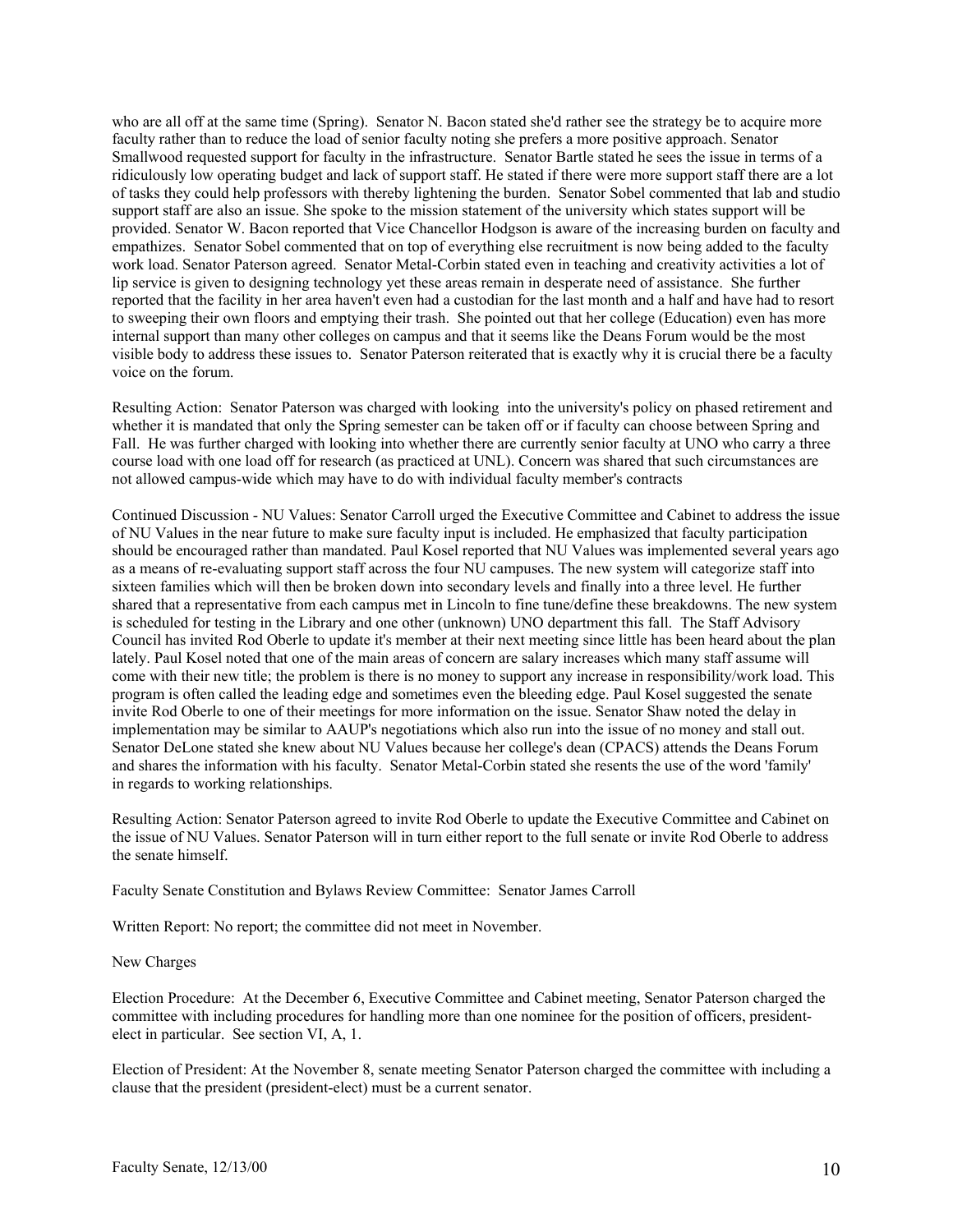who are all off at the same time (Spring). Senator N. Bacon stated she'd rather see the strategy be to acquire more faculty rather than to reduce the load of senior faculty noting she prefers a more positive approach. Senator Smallwood requested support for faculty in the infrastructure. Senator Bartle stated he sees the issue in terms of a ridiculously low operating budget and lack of support staff. He stated if there were more support staff there are a lot of tasks they could help professors with thereby lightening the burden. Senator Sobel commented that lab and studio support staff are also an issue. She spoke to the mission statement of the university which states support will be provided. Senator W. Bacon reported that Vice Chancellor Hodgson is aware of the increasing burden on faculty and empathizes. Senator Sobel commented that on top of everything else recruitment is now being added to the faculty work load. Senator Paterson agreed. Senator Metal-Corbin stated even in teaching and creativity activities a lot of lip service is given to designing technology yet these areas remain in desperate need of assistance. She further reported that the facility in her area haven't even had a custodian for the last month and a half and have had to resort to sweeping their own floors and emptying their trash. She pointed out that her college (Education) even has more internal support than many other colleges on campus and that it seems like the Deans Forum would be the most visible body to address these issues to. Senator Paterson reiterated that is exactly why it is crucial there be a faculty voice on the forum.

Resulting Action: Senator Paterson was charged with looking into the university's policy on phased retirement and whether it is mandated that only the Spring semester can be taken off or if faculty can choose between Spring and Fall. He was further charged with looking into whether there are currently senior faculty at UNO who carry a three course load with one load off for research (as practiced at UNL). Concern was shared that such circumstances are not allowed campus-wide which may have to do with individual faculty member's contracts

Continued Discussion - NU Values: Senator Carroll urged the Executive Committee and Cabinet to address the issue of NU Values in the near future to make sure faculty input is included. He emphasized that faculty participation should be encouraged rather than mandated. Paul Kosel reported that NU Values was implemented several years ago as a means of re-evaluating support staff across the four NU campuses. The new system will categorize staff into sixteen families which will then be broken down into secondary levels and finally into a three level. He further shared that a representative from each campus met in Lincoln to fine tune/define these breakdowns. The new system is scheduled for testing in the Library and one other (unknown) UNO department this fall. The Staff Advisory Council has invited Rod Oberle to update it's member at their next meeting since little has been heard about the plan lately. Paul Kosel noted that one of the main areas of concern are salary increases which many staff assume will come with their new title; the problem is there is no money to support any increase in responsibility/work load. This program is often called the leading edge and sometimes even the bleeding edge. Paul Kosel suggested the senate invite Rod Oberle to one of their meetings for more information on the issue. Senator Shaw noted the delay in implementation may be similar to AAUP's negotiations which also run into the issue of no money and stall out. Senator DeLone stated she knew about NU Values because her college's dean (CPACS) attends the Deans Forum and shares the information with his faculty. Senator Metal-Corbin stated she resents the use of the word 'family' in regards to working relationships.

Resulting Action: Senator Paterson agreed to invite Rod Oberle to update the Executive Committee and Cabinet on the issue of NU Values. Senator Paterson will in turn either report to the full senate or invite Rod Oberle to address the senate himself.

Faculty Senate Constitution and Bylaws Review Committee: Senator James Carroll

Written Report: No report; the committee did not meet in November.

New Charges

Election Procedure: At the December 6, Executive Committee and Cabinet meeting, Senator Paterson charged the committee with including procedures for handling more than one nominee for the position of officers, president-elect in particular. See section VI, A, 1.

Election of President: At the November 8, senate meeting Senator Paterson charged the committee with including a clause that the president (president-elect) must be a current senator.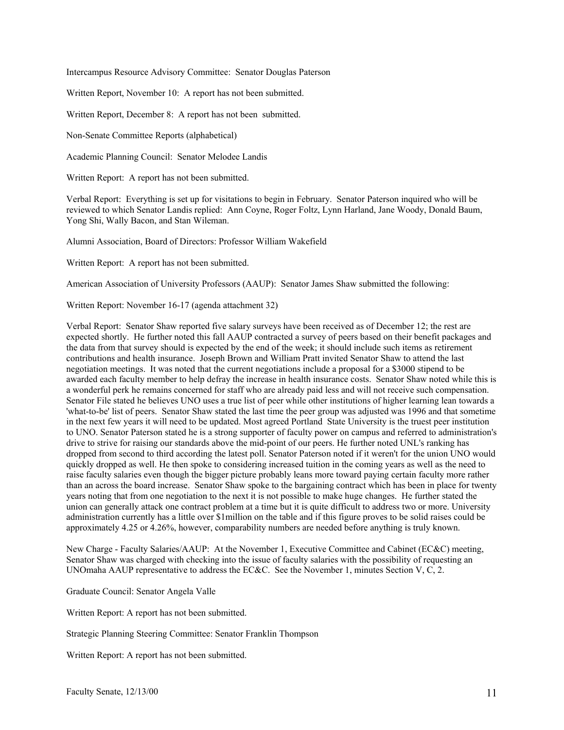Intercampus Resource Advisory Committee: Senator Douglas Paterson

Written Report, November 10: A report has not been submitted.

Written Report, December 8: A report has not been submitted.

Non-Senate Committee Reports (alphabetical)

Academic Planning Council: Senator Melodee Landis

Written Report: A report has not been submitted.

Verbal Report: Everything is set up for visitations to begin in February. Senator Paterson inquired who will be reviewed to which Senator Landis replied: Ann Coyne, Roger Foltz, Lynn Harland, Jane Woody, Donald Baum, Yong Shi, Wally Bacon, and Stan Wileman.

Alumni Association, Board of Directors: Professor William Wakefield

Written Report: A report has not been submitted.

American Association of University Professors (AAUP): Senator James Shaw submitted the following:

Written Report: November 16-17 (agenda attachment 32)

Verbal Report: Senator Shaw reported five salary surveys have been received as of December 12; the rest are expected shortly. He further noted this fall AAUP contracted a survey of peers based on their benefit packages and the data from that survey should is expected by the end of the week; it should include such items as retirement contributions and health insurance. Joseph Brown and William Pratt invited Senator Shaw to attend the last negotiation meetings. It was noted that the current negotiations include a proposal for a $3000 stipend to be awarded each faculty member to help defray the increase in health insurance costs. Senator Shaw noted while this is a wonderful perk he remains concerned for staff who are already paid less and will not receive such compensation. Senator File stated he believes UNO uses a true list of peer while other institutions of higher learning lean towards a 'what-to-be' list of peers. Senator Shaw stated the last time the peer group was adjusted was 1996 and that sometime in the next few years it will need to be updated. Most agreed Portland State University is the truest peer institution to UNO. Senator Paterson stated he is a strong supporter of faculty power on campus and referred to administration's drive to strive for raising our standards above the mid-point of our peers. He further noted UNL's ranking has dropped from second to third according the latest poll. Senator Paterson noted if it weren't for the union UNO would quickly dropped as well. He then spoke to considering increased tuition in the coming years as well as the need to raise faculty salaries even though the bigger picture probably leans more toward paying certain faculty more rather than an across the board increase. Senator Shaw spoke to the bargaining contract which has been in place for twenty years noting that from one negotiation to the next it is not possible to make huge changes. He further stated the union can generally attack one contract problem at a time but it is quite difficult to address two or more. University administration currently has a little over $1million on the table and if this figure proves to be solid raises could be approximately 4.25 or 4.26%, however, comparability numbers are needed before anything is truly known.

New Charge - Faculty Salaries/AAUP: At the November 1, Executive Committee and Cabinet (EC&C) meeting, Senator Shaw was charged with checking into the issue of faculty salaries with the possibility of requesting an UNOmaha AAUP representative to address the EC&C. See the November 1, minutes Section V, C, 2.

Graduate Council: Senator Angela Valle

Written Report: A report has not been submitted.

Strategic Planning Steering Committee: Senator Franklin Thompson

Written Report: A report has not been submitted.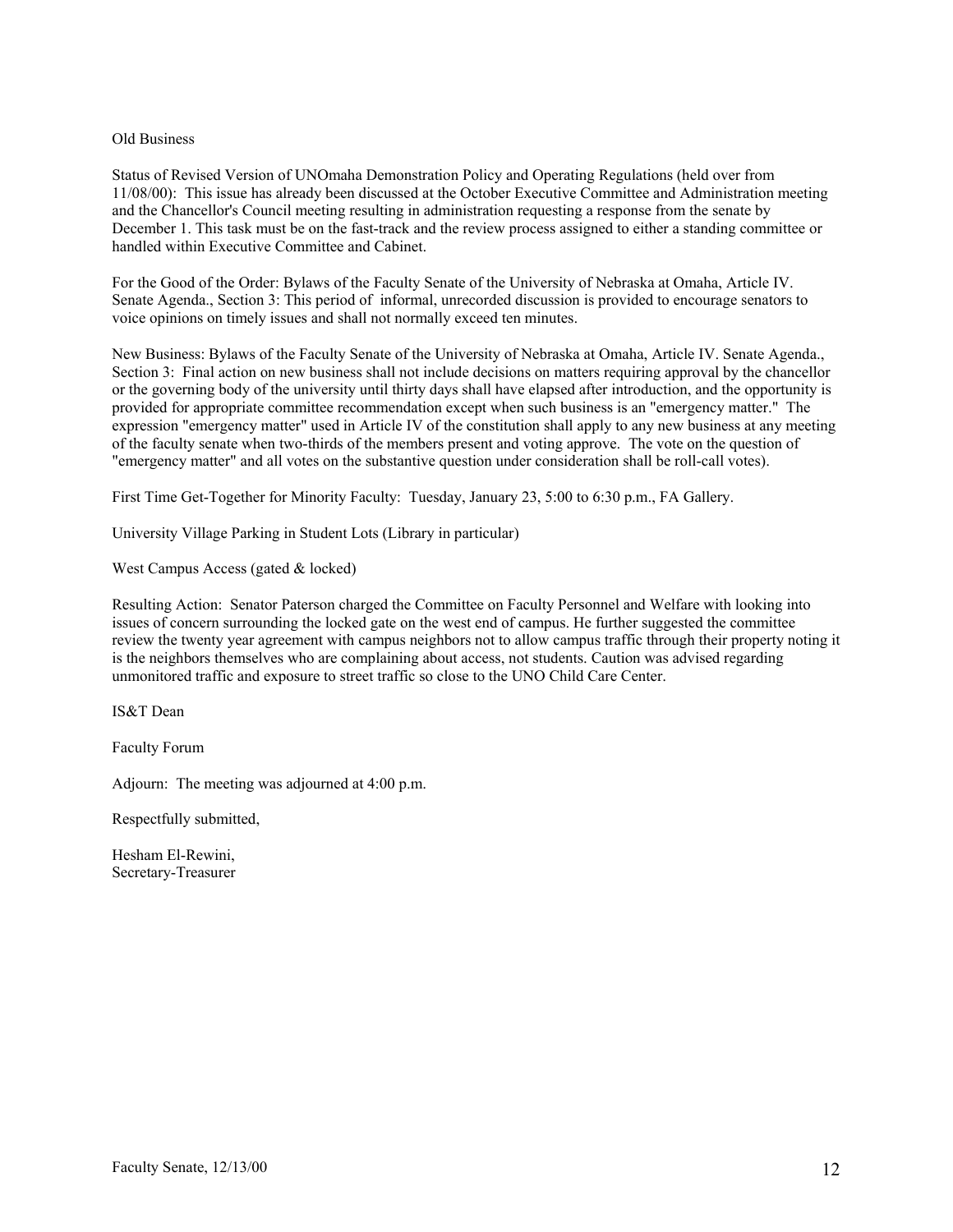Old Business

Status of Revised Version of UNOmaha Demonstration Policy and Operating Regulations (held over from 11/08/00): This issue has already been discussed at the October Executive Committee and Administration meeting and the Chancellor's Council meeting resulting in administration requesting a response from the senate by December 1. This task must be on the fast-track and the review process assigned to either a standing committee or handled within Executive Committee and Cabinet.

For the Good of the Order: Bylaws of the Faculty Senate of the University of Nebraska at Omaha, Article IV. Senate Agenda., Section 3: This period of informal, unrecorded discussion is provided to encourage senators to voice opinions on timely issues and shall not normally exceed ten minutes.

New Business: Bylaws of the Faculty Senate of the University of Nebraska at Omaha, Article IV. Senate Agenda., Section 3: Final action on new business shall not include decisions on matters requiring approval by the chancellor or the governing body of the university until thirty days shall have elapsed after introduction, and the opportunity is provided for appropriate committee recommendation except when such business is an "emergency matter." The expression "emergency matter" used in Article IV of the constitution shall apply to any new business at any meeting of the faculty senate when two-thirds of the members present and voting approve. The vote on the question of "emergency matter" and all votes on the substantive question under consideration shall be roll-call votes).

First Time Get-Together for Minority Faculty: Tuesday, January 23, 5:00 to 6:30 p.m., FA Gallery.

University Village Parking in Student Lots (Library in particular)

West Campus Access (gated & locked)

Resulting Action: Senator Paterson charged the Committee on Faculty Personnel and Welfare with looking into issues of concern surrounding the locked gate on the west end of campus. He further suggested the committee review the twenty year agreement with campus neighbors not to allow campus traffic through their property noting it is the neighbors themselves who are complaining about access, not students. Caution was advised regarding unmonitored traffic and exposure to street traffic so close to the UNO Child Care Center.

IS&T Dean

Faculty Forum

Adjourn: The meeting was adjourned at 4:00 p.m.

Respectfully submitted,

Hesham El-Rewini,
Secretary-Treasurer